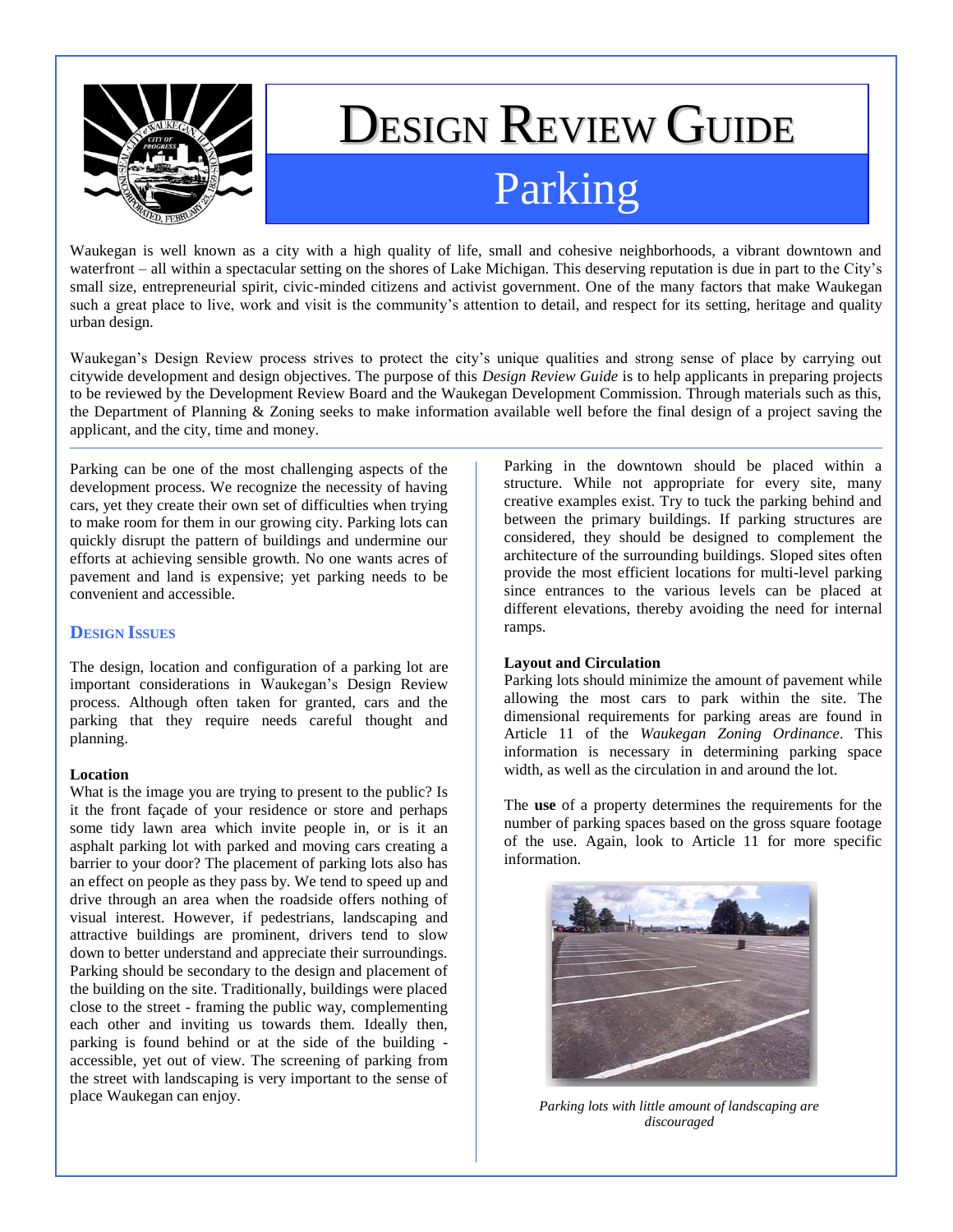# Design Review Guide

## Parking

Waukegan is well known as a city with a high quality of life, small and cohesive neighborhoods, a vibrant downtown and waterfront – all within a spectacular setting on the shores of Lake Michigan. This deserving reputation is due in part to the City's small size, entrepreneurial spirit, civic-minded citizens and activist government. One of the many factors that make Waukegan such a great place to live, work and visit is the community's attention to detail, and respect for its setting, heritage and quality urban design.

Waukegan's Design Review process strives to protect the city's unique qualities and strong sense of place by carrying out citywide development and design objectives. The purpose of this *Design Review Guide* is to help applicants in preparing projects to be reviewed by the Development Review Board and the Waukegan Development Commission. Through materials such as this, the Department of Planning & Zoning seeks to make information available well before the final design of a project saving the applicant, and the city, time and money.

---

Parking can be one of the most challenging aspects of the development process. We recognize the necessity of having cars, yet they create their own set of difficulties when trying to make room for them in our growing city. Parking lots can quickly disrupt the pattern of buildings and undermine our efforts at achieving sensible growth. No one wants acres of pavement and land is expensive; yet parking needs to be convenient and accessible.

### Design Issues

The design, location and configuration of a parking lot are important considerations in Waukegan's Design Review process. Although often taken for granted, cars and the parking that they require needs careful thought and planning.

**Location**

What is the image you are trying to present to the public? Is it the front façade of your residence or store and perhaps some tidy lawn area which invite people in, or is it an asphalt parking lot with parked and moving cars creating a barrier to your door? The placement of parking lots also has an effect on people as they pass by. We tend to speed up and drive through an area when the roadside offers nothing of visual interest. However, if pedestrians, landscaping and attractive buildings are prominent, drivers tend to slow down to better understand and appreciate their surroundings. Parking should be secondary to the design and placement of the building on the site. Traditionally, buildings were placed close to the street - framing the public way, complementing each other and inviting us towards them. Ideally then, parking is found behind or at the side of the building - accessible, yet out of view. The screening of parking from the street with landscaping is very important to the sense of place Waukegan can enjoy.

Parking in the downtown should be placed within a structure. While not appropriate for every site, many creative examples exist. Try to tuck the parking behind and between the primary buildings. If parking structures are considered, they should be designed to complement the architecture of the surrounding buildings. Sloped sites often provide the most efficient locations for multi-level parking since entrances to the various levels can be placed at different elevations, thereby avoiding the need for internal ramps.

**Layout and Circulation**

Parking lots should minimize the amount of pavement while allowing the most cars to park within the site. The dimensional requirements for parking areas are found in Article 11 of the *Waukegan Zoning Ordinance*. This information is necessary in determining parking space width, as well as the circulation in and around the lot.

The **use** of a property determines the requirements for the number of parking spaces based on the gross square footage of the use. Again, look to Article 11 for more specific information.

*Parking lots with little amount of landscaping are discouraged*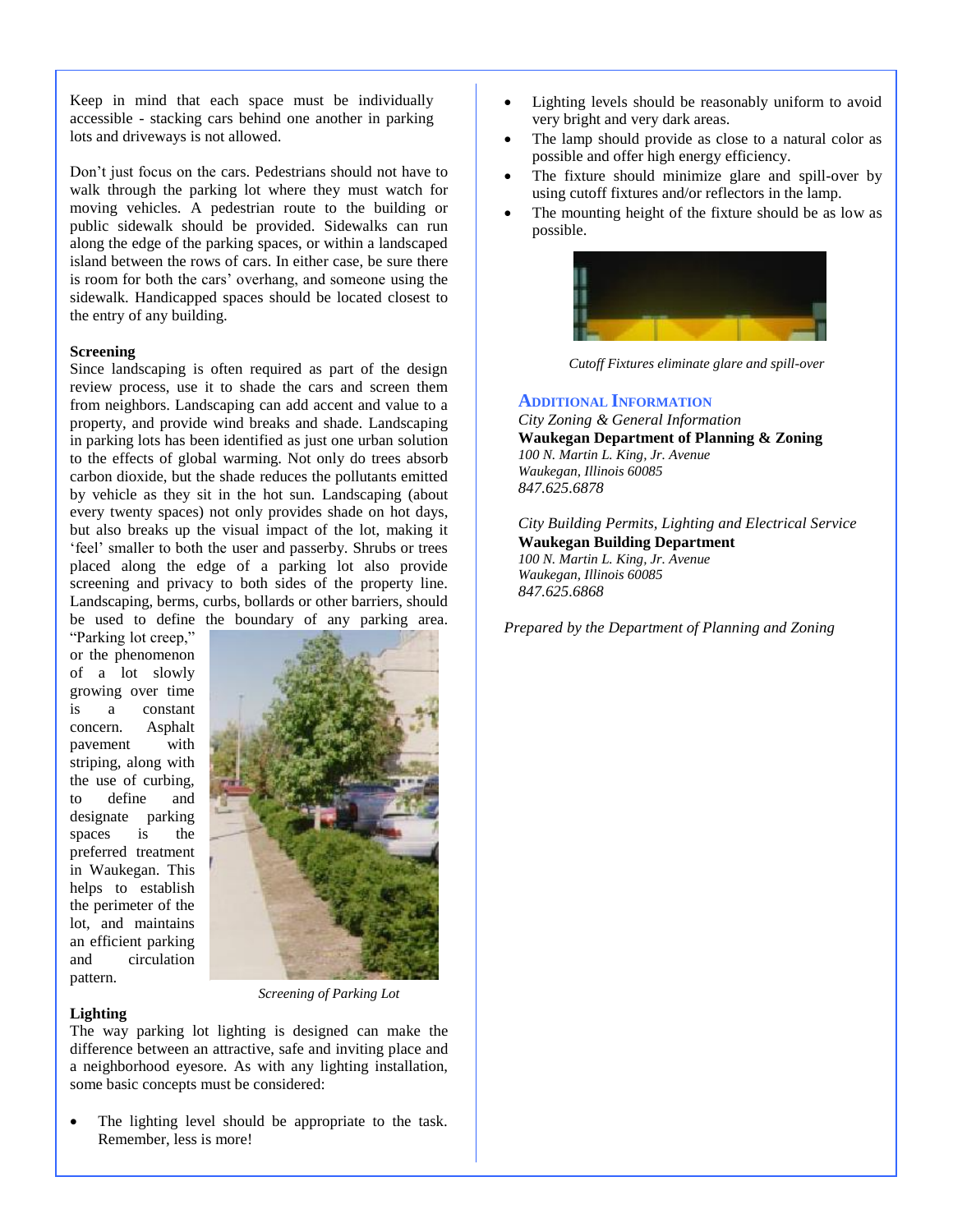Keep in mind that each space must be individually accessible - stacking cars behind one another in parking lots and driveways is not allowed.

Don't just focus on the cars. Pedestrians should not have to walk through the parking lot where they must watch for moving vehicles. A pedestrian route to the building or public sidewalk should be provided. Sidewalks can run along the edge of the parking spaces, or within a landscaped island between the rows of cars. In either case, be sure there is room for both the cars' overhang, and someone using the sidewalk. Handicapped spaces should be located closest to the entry of any building.

**Screening**

Since landscaping is often required as part of the design review process, use it to shade the cars and screen them from neighbors. Landscaping can add accent and value to a property, and provide wind breaks and shade. Landscaping in parking lots has been identified as just one urban solution to the effects of global warming. Not only do trees absorb carbon dioxide, but the shade reduces the pollutants emitted by vehicle as they sit in the hot sun. Landscaping (about every twenty spaces) not only provides shade on hot days, but also breaks up the visual impact of the lot, making it 'feel' smaller to both the user and passerby. Shrubs or trees placed along the edge of a parking lot also provide screening and privacy to both sides of the property line. Landscaping, berms, curbs, bollards or other barriers, should be used to define the boundary of any parking area. "Parking lot creep," or the phenomenon of a lot slowly growing over time is a constant concern. Asphalt pavement with striping, along with the use of curbing, to define and designate parking spaces is the preferred treatment in Waukegan. This helps to establish the perimeter of the lot, and maintains an efficient parking and circulation pattern.

*Screening of Parking Lot*

**Lighting**

The way parking lot lighting is designed can make the difference between an attractive, safe and inviting place and a neighborhood eyesore. As with any lighting installation, some basic concepts must be considered:

- The lighting level should be appropriate to the task. Remember, less is more!
- Lighting levels should be reasonably uniform to avoid very bright and very dark areas.
- The lamp should provide as close to a natural color as possible and offer high energy efficiency.
- The fixture should minimize glare and spill-over by using cutoff fixtures and/or reflectors in the lamp.
- The mounting height of the fixture should be as low as possible.

*Cutoff Fixtures eliminate glare and spill-over*

## Additional Information

*City Zoning & General Information*
**Waukegan Department of Planning & Zoning**
*100 N. Martin L. King, Jr. Avenue*
*Waukegan, Illinois 60085*
*847.625.6878*

*City Building Permits, Lighting and Electrical Service*
**Waukegan Building Department**
*100 N. Martin L. King, Jr. Avenue*
*Waukegan, Illinois 60085*
*847.625.6868*

*Prepared by the Department of Planning and Zoning*